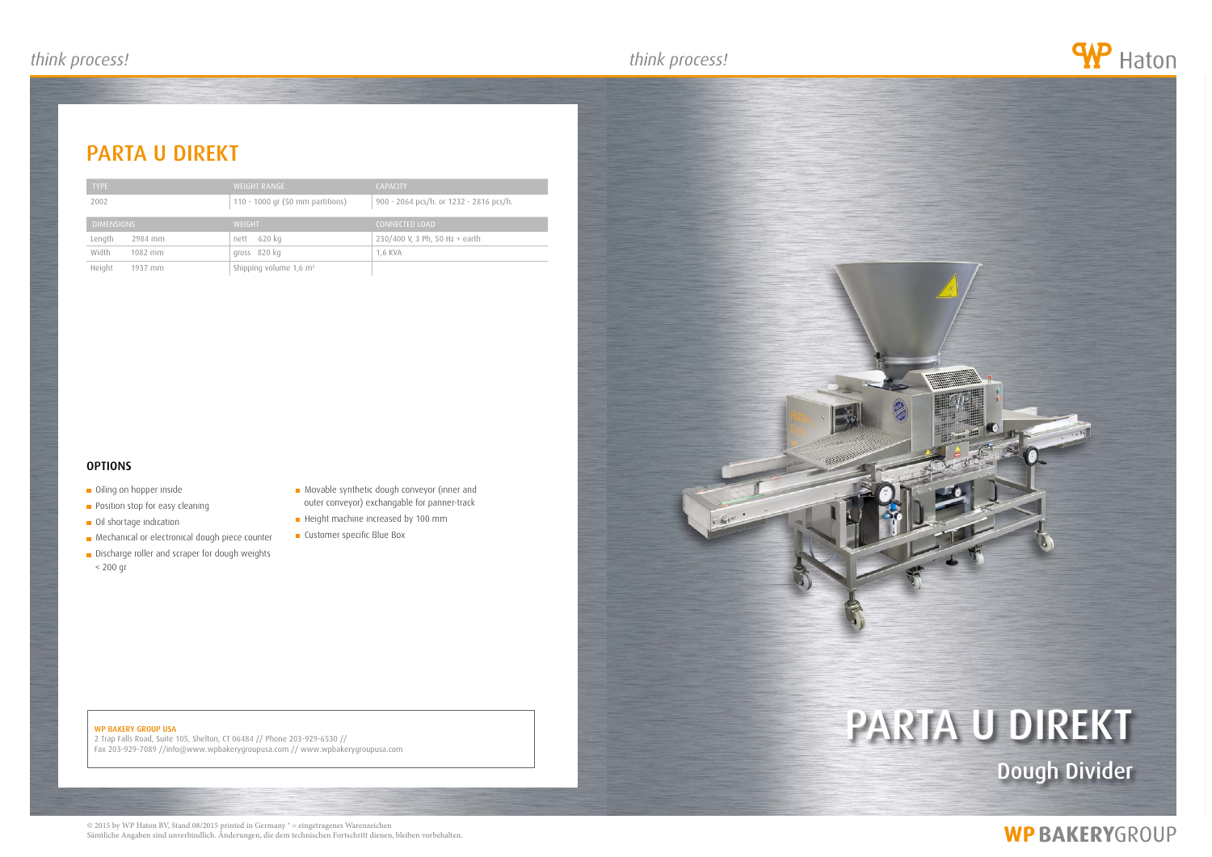# PARTA U DIREKT

| TYPE | WEIGHT RANGE | CAPACITY |
|---|---|---|
| 2002 | 110 - 1000 gr (50 mm partitions) | 900 - 2064 pcs/h. or 1232 - 2816 pcs/h. |

| DIMENSIONS | WEIGHT | CONNECTED LOAD |
|---|---|---|
| Length 2984 mm | nett 620 kg | 230/400 V, 3 Ph, 50 Hz + earth |
| Width 1082 mm | gross 820 kg | 1,6 KVA |
| Height 1937 mm | Shipping volume 1,6 m³ | |

## OPTIONS

- Oiling on hopper inside
- Position stop for easy cleaning
- Oil shortage indication
- Mechanical or electronical dough piece counter
- Discharge roller and scraper for dough weights < 200 gr
- Movable synthetic dough conveyor (inner and outer conveyor) exchangable for panner-track
- Height machine increased by 100 mm
- Customer specific Blue Box

**WP BAKERY GROUP USA**
2 Trap Falls Road, Suite 105, Shelton, CT 06484 // Phone 203-929-6530 //
Fax 203-929-7089 //info@www.wpbakerygroupusa.com // www.wpbakerygroupusa.com

© 2015 by WP Haton BV, Stand 08/2015 printed in Germany ® = eingetragenes Warenzeichen
Sämtliche Angaben sind unverbindlich. Änderungen, die dem technischen Fortschritt dienen, bleiben vorbehalten.

# PARTA U DIREKT

## Dough Divider

WP BAKERYGROUP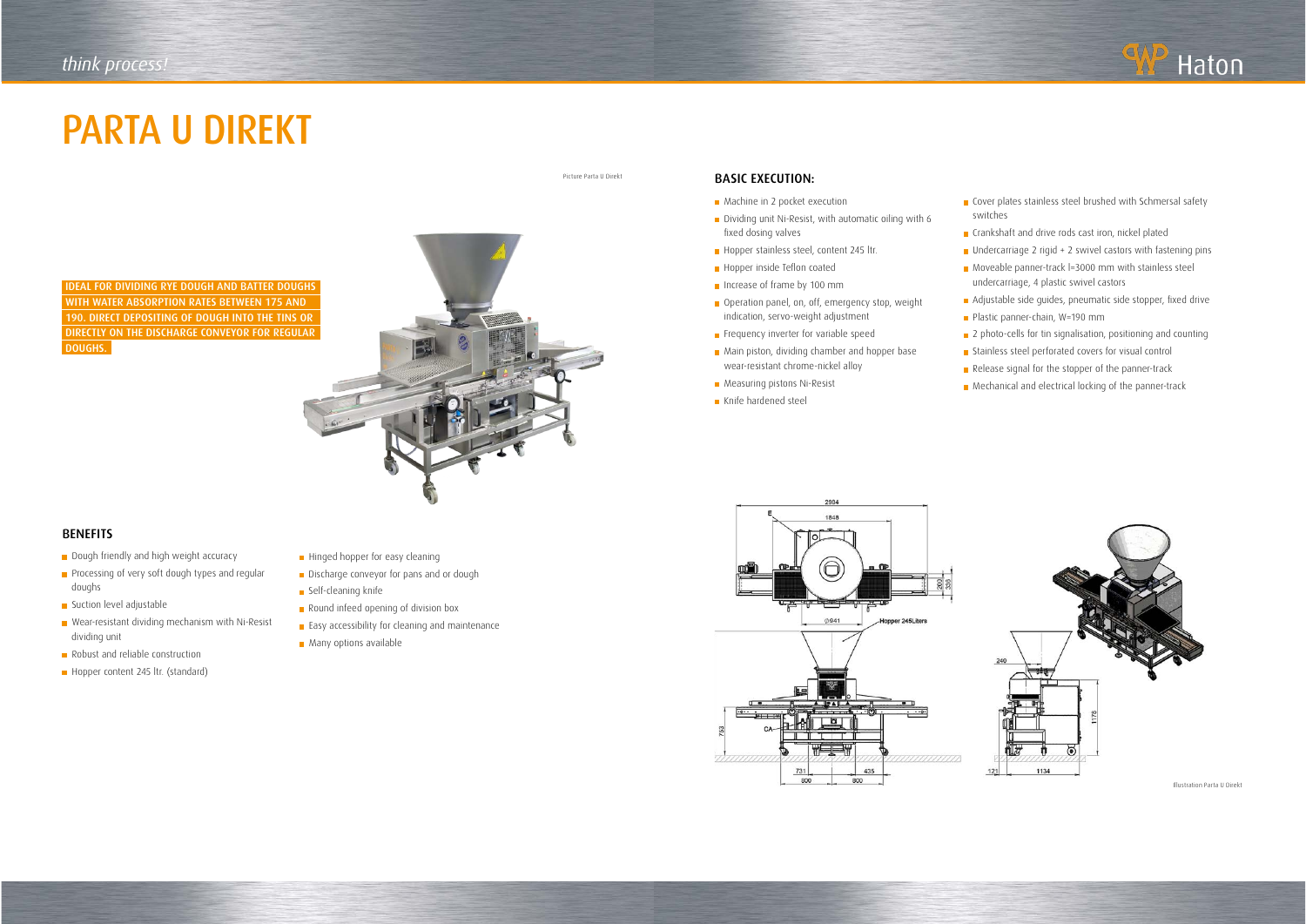# PARTA U DIREKT

**IDEAL FOR DIVIDING RYE DOUGH AND BATTER DOUGHS WITH WATER ABSORPTION RATES BETWEEN 175 AND 190. DIRECT DEPOSITING OF DOUGH INTO THE TINS OR DIRECTLY ON THE DISCHARGE CONVEYOR FOR REGULAR DOUGHS.**

Picture Parta U Direkt

## BENEFITS

- Dough friendly and high weight accuracy
- Processing of very soft dough types and regular doughs
- Suction level adjustable
- Wear-resistant dividing mechanism with Ni-Resist dividing unit
- Robust and reliable construction
- Hopper content 245 ltr. (standard)
- Hinged hopper for easy cleaning
- Discharge conveyor for pans and or dough
- Self-cleaning knife
- Round infeed opening of division box
- Easy accessibility for cleaning and maintenance
- Many options available

## BASIC EXECUTION:

- Machine in 2 pocket execution
- Dividing unit Ni-Resist, with automatic oiling with 6 fixed dosing valves
- Hopper stainless steel, content 245 ltr.
- Hopper inside Teflon coated
- Increase of frame by 100 mm
- Operation panel, on, off, emergency stop, weight indication, servo-weight adjustment
- Frequency inverter for variable speed
- Main piston, dividing chamber and hopper base wear-resistant chrome-nickel alloy
- Measuring pistons Ni-Resist
- Knife hardened steel
- Cover plates stainless steel brushed with Schmersal safety switches
- Crankshaft and drive rods cast iron, nickel plated
- Undercarriage 2 rigid + 2 swivel castors with fastening pins
- Moveable panner-track l=3000 mm with stainless steel undercarriage, 4 plastic swivel castors
- Adjustable side guides, pneumatic side stopper, fixed drive
- Plastic panner-chain, W=190 mm
- 2 photo-cells for tin signalisation, positioning and counting
- Stainless steel perforated covers for visual control
- Release signal for the stopper of the panner-track
- Mechanical and electrical locking of the panner-track

2984
1848
E
200
330
Ø941
Hopper 245Liters
CA
763
731
435
800
800

240
1176
121
1134

Illustration Parta U Direkt